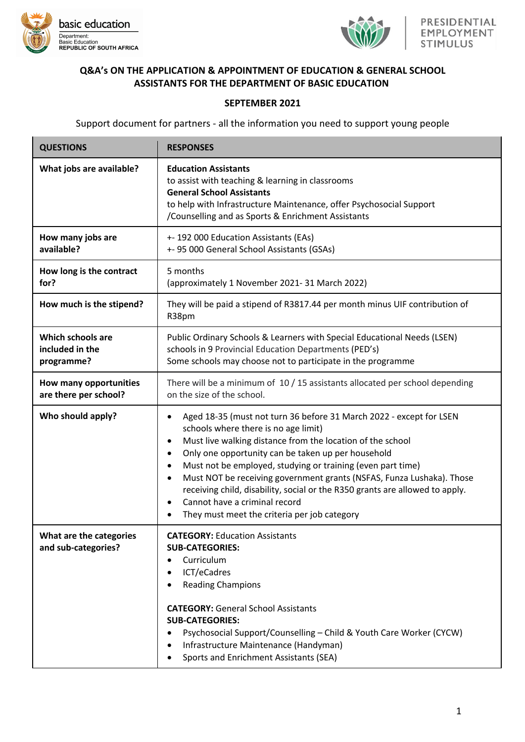basic education

Department:
Basic Education
REPUBLIC OF SOUTH AFRICA

PRESIDENTIAL EMPLOYMENT STIMULUS

# Q&A's ON THE APPLICATION & APPOINTMENT OF EDUCATION & GENERAL SCHOOL ASSISTANTS FOR THE DEPARTMENT OF BASIC EDUCATION

## SEPTEMBER 2021

Support document for partners - all the information you need to support young people

| QUESTIONS | RESPONSES |
|---|---|
| **What jobs are available?** | **Education Assistants**<br>to assist with teaching & learning in classrooms<br>**General School Assistants**<br>to help with Infrastructure Maintenance, offer Psychosocial Support /Counselling and as Sports & Enrichment Assistants |
| **How many jobs are available?** | +- 192 000 Education Assistants (EAs)<br>+- 95 000 General School Assistants (GSAs) |
| **How long is the contract for?** | 5 months<br>(approximately 1 November 2021- 31 March 2022) |
| **How much is the stipend?** | They will be paid a stipend of R3817.44 per month minus UIF contribution of R38pm |
| **Which schools are included in the programme?** | Public Ordinary Schools & Learners with Special Educational Needs (LSEN) schools in 9 Provincial Education Departments (PED's)<br>Some schools may choose not to participate in the programme |
| **How many opportunities are there per school?** | There will be a minimum of 10 / 15 assistants allocated per school depending on the size of the school. |
| **Who should apply?** | • Aged 18-35 (must not turn 36 before 31 March 2022 - except for LSEN schools where there is no age limit)<br>• Must live walking distance from the location of the school<br>• Only one opportunity can be taken up per household<br>• Must not be employed, studying or training (even part time)<br>• Must NOT be receiving government grants (NSFAS, Funza Lushaka). Those receiving child, disability, social or the R350 grants are allowed to apply.<br>• Cannot have a criminal record<br>• They must meet the criteria per job category |
| **What are the categories and sub-categories?** | **CATEGORY:** Education Assistants<br>**SUB-CATEGORIES:**<br>• Curriculum<br>• ICT/eCadres<br>• Reading Champions<br><br>**CATEGORY:** General School Assistants<br>**SUB-CATEGORIES:**<br>• Psychosocial Support/Counselling – Child & Youth Care Worker (CYCW)<br>• Infrastructure Maintenance (Handyman)<br>• Sports and Enrichment Assistants (SEA) |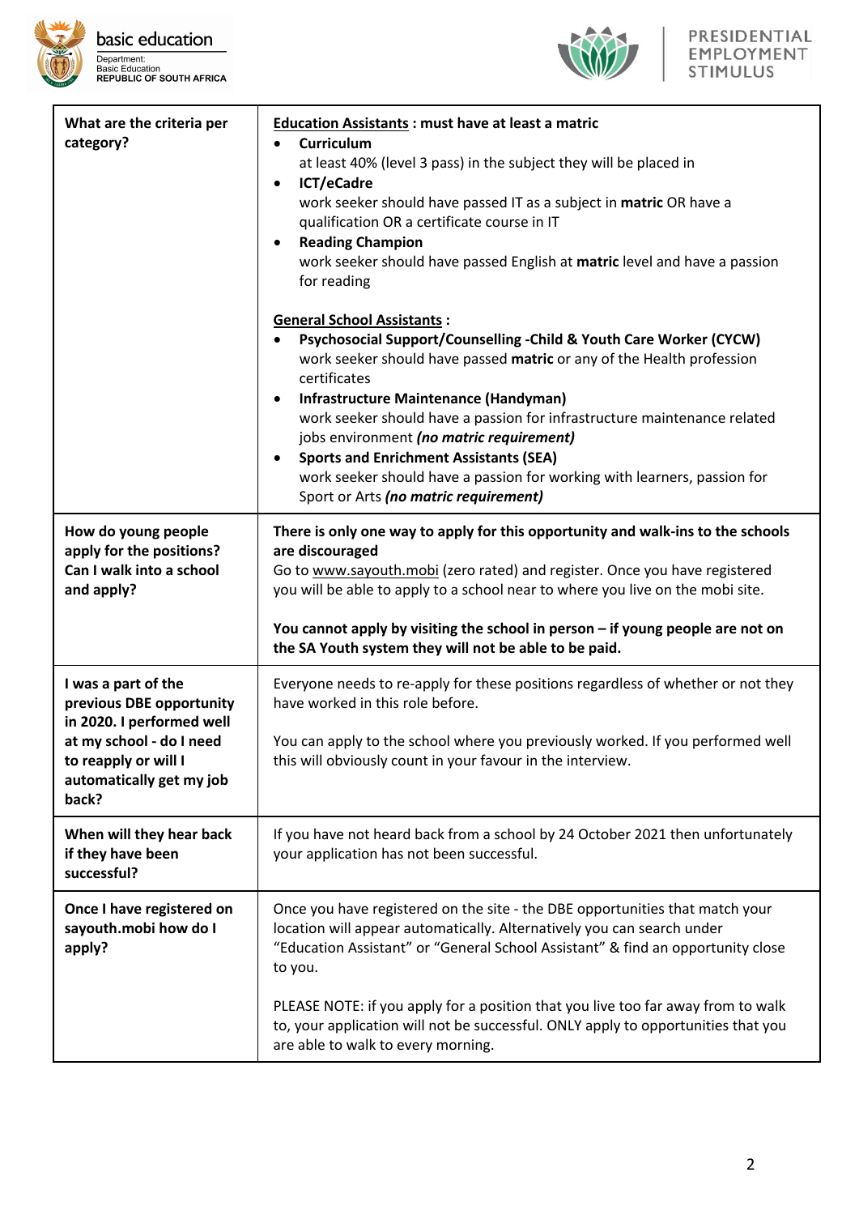| What are the criteria per category? | **Education Assistants : must have at least a matric**<br>• **Curriculum**<br>at least 40% (level 3 pass) in the subject they will be placed in<br>• **ICT/eCadre**<br>work seeker should have passed IT as a subject in **matric** OR have a qualification OR a certificate course in IT<br>• **Reading Champion**<br>work seeker should have passed English at **matric** level and have a passion for reading<br><br>**General School Assistants :**<br>• **Psychosocial Support/Counselling -Child & Youth Care Worker (CYCW)**<br>work seeker should have passed **matric** or any of the Health profession certificates<br>• **Infrastructure Maintenance (Handyman)**<br>work seeker should have a passion for infrastructure maintenance related jobs environment ***(no matric requirement)***<br>• **Sports and Enrichment Assistants (SEA)**<br>work seeker should have a passion for working with learners, passion for Sport or Arts ***(no matric requirement)*** |
|---|---|
| **How do young people apply for the positions? Can I walk into a school and apply?** | **There is only one way to apply for this opportunity and walk-ins to the schools are discouraged**<br>Go to www.sayouth.mobi (zero rated) and register. Once you have registered you will be able to apply to a school near to where you live on the mobi site.<br><br>**You cannot apply by visiting the school in person – if young people are not on the SA Youth system they will not be able to be paid.** |
| **I was a part of the previous DBE opportunity in 2020. I performed well at my school - do I need to reapply or will I automatically get my job back?** | Everyone needs to re-apply for these positions regardless of whether or not they have worked in this role before.<br><br>You can apply to the school where you previously worked. If you performed well this will obviously count in your favour in the interview. |
| **When will they hear back if they have been successful?** | If you have not heard back from a school by 24 October 2021 then unfortunately your application has not been successful. |
| **Once I have registered on sayouth.mobi how do I apply?** | Once you have registered on the site - the DBE opportunities that match your location will appear automatically. Alternatively you can search under "Education Assistant" or "General School Assistant" & find an opportunity close to you.<br><br>PLEASE NOTE: if you apply for a position that you live too far away from to walk to, your application will not be successful. ONLY apply to opportunities that you are able to walk to every morning. |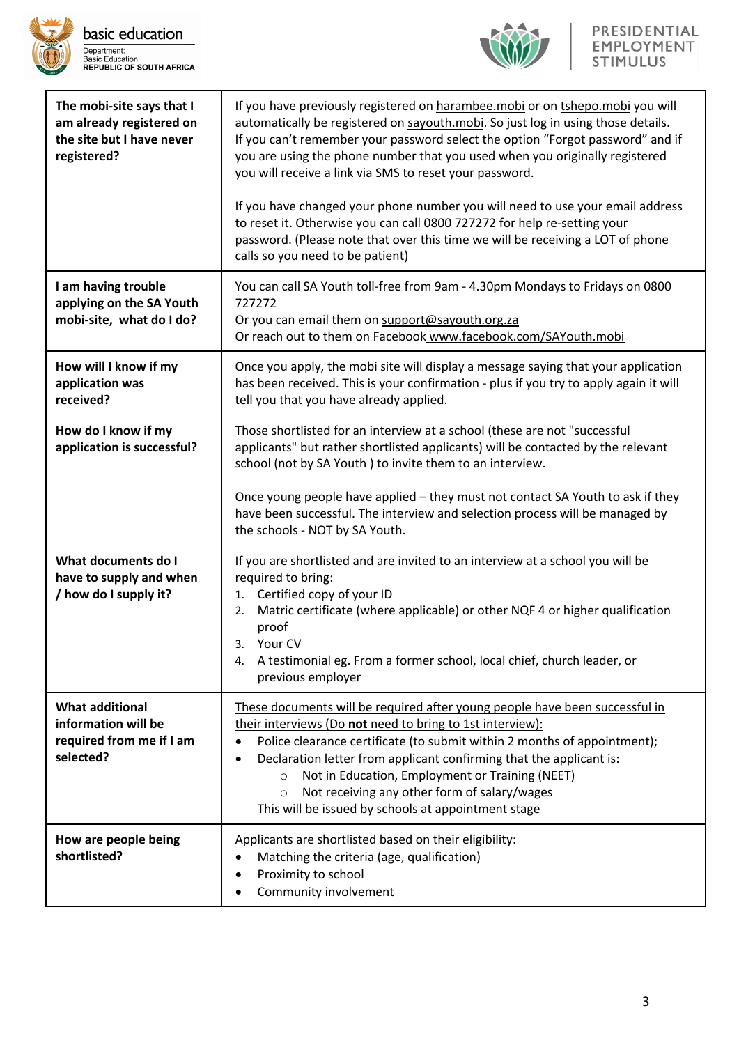| **The mobi-site says that I am already registered on the site but I have never registered?** | If you have previously registered on harambee.mobi or on tshepo.mobi you will automatically be registered on sayouth.mobi. So just log in using those details. If you can't remember your password select the option "Forgot password" and if you are using the phone number that you used when you originally registered you will receive a link via SMS to reset your password.<br><br>If you have changed your phone number you will need to use your email address to reset it. Otherwise you can call 0800 727272 for help re-setting your password. (Please note that over this time we will be receiving a LOT of phone calls so you need to be patient) |
|---|---|
| **I am having trouble applying on the SA Youth mobi-site, what do I do?** | You can call SA Youth toll-free from 9am - 4.30pm Mondays to Fridays on 0800 727272<br>Or you can email them on support@sayouth.org.za<br>Or reach out to them on Facebook www.facebook.com/SAYouth.mobi |
| **How will I know if my application was received?** | Once you apply, the mobi site will display a message saying that your application has been received. This is your confirmation - plus if you try to apply again it will tell you that you have already applied. |
| **How do I know if my application is successful?** | Those shortlisted for an interview at a school (these are not "successful applicants" but rather shortlisted applicants) will be contacted by the relevant school (not by SA Youth ) to invite them to an interview.<br><br>Once young people have applied – they must not contact SA Youth to ask if they have been successful. The interview and selection process will be managed by the schools - NOT by SA Youth. |
| **What documents do I have to supply and when / how do I supply it?** | If you are shortlisted and are invited to an interview at a school you will be required to bring:<br>1. Certified copy of your ID<br>2. Matric certificate (where applicable) or other NQF 4 or higher qualification proof<br>3. Your CV<br>4. A testimonial eg. From a former school, local chief, church leader, or previous employer |
| **What additional information will be required from me if I am selected?** | These documents will be required after young people have been successful in their interviews (Do **not** need to bring to 1st interview):<br>• Police clearance certificate (to submit within 2 months of appointment);<br>• Declaration letter from applicant confirming that the applicant is:<br>  ○ Not in Education, Employment or Training (NEET)<br>  ○ Not receiving any other form of salary/wages<br>This will be issued by schools at appointment stage |
| **How are people being shortlisted?** | Applicants are shortlisted based on their eligibility:<br>• Matching the criteria (age, qualification)<br>• Proximity to school<br>• Community involvement |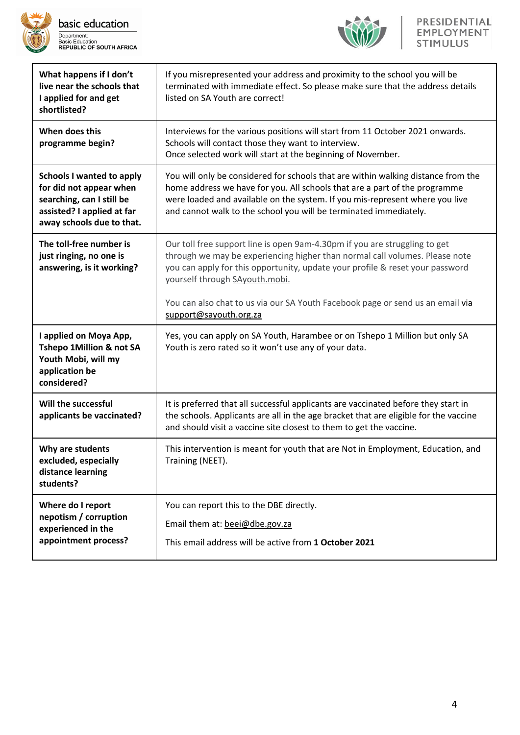| | |
|---|---|
| **What happens if I don't live near the schools that I applied for and get shortlisted?** | If you misrepresented your address and proximity to the school you will be terminated with immediate effect. So please make sure that the address details listed on SA Youth are correct! |
| **When does this programme begin?** | Interviews for the various positions will start from 11 October 2021 onwards. Schools will contact those they want to interview. Once selected work will start at the beginning of November. |
| **Schools I wanted to apply for did not appear when searching, can I still be assisted? I applied at far away schools due to that.** | You will only be considered for schools that are within walking distance from the home address we have for you. All schools that are a part of the programme were loaded and available on the system. If you mis-represent where you live and cannot walk to the school you will be terminated immediately. |
| **The toll-free number is just ringing, no one is answering, is it working?** | Our toll free support line is open 9am-4.30pm if you are struggling to get through we may be experiencing higher than normal call volumes. Please note you can apply for this opportunity, update your profile & reset your password yourself through SAyouth.mobi.<br><br>You can also chat to us via our SA Youth Facebook page or send us an email via support@sayouth.org.za |
| **I applied on Moya App, Tshepo 1Million & not SA Youth Mobi, will my application be considered?** | Yes, you can apply on SA Youth, Harambee or on Tshepo 1 Million but only SA Youth is zero rated so it won't use any of your data. |
| **Will the successful applicants be vaccinated?** | It is preferred that all successful applicants are vaccinated before they start in the schools. Applicants are all in the age bracket that are eligible for the vaccine and should visit a vaccine site closest to them to get the vaccine. |
| **Why are students excluded, especially distance learning students?** | This intervention is meant for youth that are Not in Employment, Education, and Training (NEET). |
| **Where do I report nepotism / corruption experienced in the appointment process?** | You can report this to the DBE directly.<br><br>Email them at: beei@dbe.gov.za<br><br>This email address will be active from **1 October 2021** |